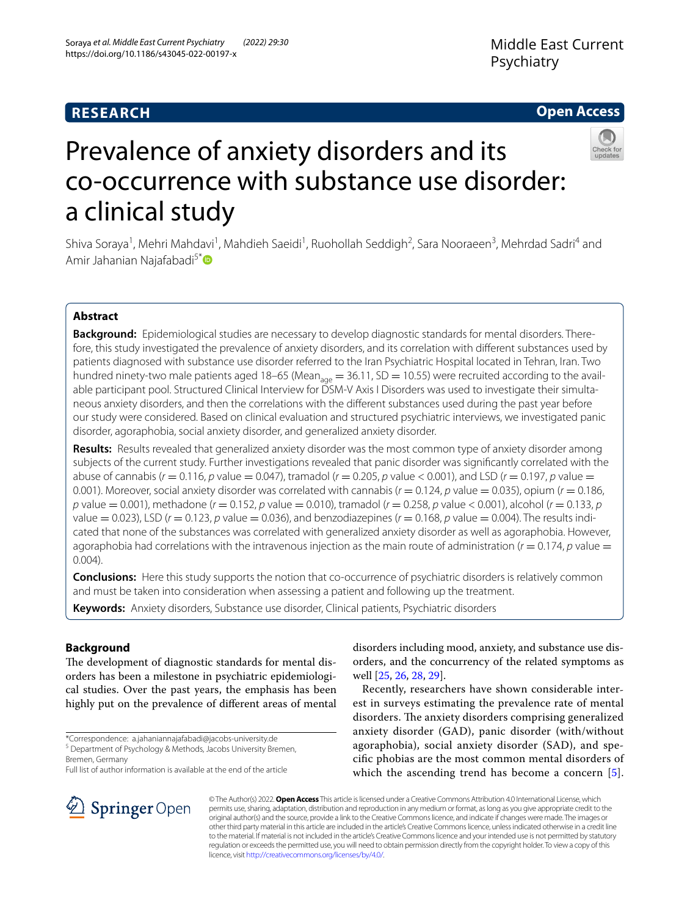RESEARCH

Open Access

# Prevalence of anxiety disorders and its co-occurrence with substance use disorder: a clinical study

Shiva Soraya[1], Mehri Mahdavi[1], Mahdieh Saeidi[1], Ruohollah Seddigh[2], Sara Nooraeen[3], Mehrdad Sadri[4] and Amir Jahanian Najafabadi[5*]

## Abstract

**Background:** Epidemiological studies are necessary to develop diagnostic standards for mental disorders. Therefore, this study investigated the prevalence of anxiety disorders, and its correlation with different substances used by patients diagnosed with substance use disorder referred to the Iran Psychiatric Hospital located in Tehran, Iran. Two hundred ninety-two male patients aged 18–65 ($Mean_{age} = 36.11$, $SD = 10.55$) were recruited according to the available participant pool. Structured Clinical Interview for DSM-V Axis I Disorders was used to investigate their simultaneous anxiety disorders, and then the correlations with the different substances used during the past year before our study were considered. Based on clinical evaluation and structured psychiatric interviews, we investigated panic disorder, agoraphobia, social anxiety disorder, and generalized anxiety disorder.

**Results:** Results revealed that generalized anxiety disorder was the most common type of anxiety disorder among subjects of the current study. Further investigations revealed that panic disorder was significantly correlated with the abuse of cannabis ($r = 0.116$, $p$ value $= 0.047$), tramadol ($r = 0.205$, $p$ value $< 0.001$), and LSD ($r = 0.197$, $p$ value $=$ 0.001). Moreover, social anxiety disorder was correlated with cannabis ($r = 0.124$, $p$ value $= 0.035$), opium ($r = 0.186$, $p$ value $= 0.001$), methadone ($r = 0.152$, $p$ value $= 0.010$), tramadol ($r = 0.258$, $p$ value $< 0.001$), alcohol ($r = 0.133$, $p$ value $= 0.023$), LSD ($r = 0.123$, $p$ value $= 0.036$), and benzodiazepines ($r = 0.168$, $p$ value $= 0.004$). The results indicated that none of the substances was correlated with generalized anxiety disorder as well as agoraphobia. However, agoraphobia had correlations with the intravenous injection as the main route of administration ($r = 0.174$, $p$ value $=$ 0.004).

**Conclusions:** Here this study supports the notion that co-occurrence of psychiatric disorders is relatively common and must be taken into consideration when assessing a patient and following up the treatment.

**Keywords:** Anxiety disorders, Substance use disorder, Clinical patients, Psychiatric disorders

## Background

The development of diagnostic standards for mental disorders has been a milestone in psychiatric epidemiological studies. Over the past years, the emphasis has been highly put on the prevalence of different areas of mental disorders including mood, anxiety, and substance use disorders, and the concurrency of the related symptoms as well [25, 26, 28, 29].

Recently, researchers have shown considerable interest in surveys estimating the prevalence rate of mental disorders. The anxiety disorders comprising generalized anxiety disorder (GAD), panic disorder (with/without agoraphobia), social anxiety disorder (SAD), and specific phobias are the most common mental disorders of which the ascending trend has become a concern [5].

*Correspondence: a.jahaniannajafabadi@jacobs-university.de

[5] Department of Psychology & Methods, Jacobs University Bremen, Bremen, Germany

Full list of author information is available at the end of the article

© The Author(s) 2022. **Open Access** This article is licensed under a Creative Commons Attribution 4.0 International License, which permits use, sharing, adaptation, distribution and reproduction in any medium or format, as long as you give appropriate credit to the original author(s) and the source, provide a link to the Creative Commons licence, and indicate if changes were made. The images or other third party material in this article are included in the article's Creative Commons licence, unless indicated otherwise in a credit line to the material. If material is not included in the article's Creative Commons licence and your intended use is not permitted by statutory regulation or exceeds the permitted use, you will need to obtain permission directly from the copyright holder. To view a copy of this licence, visit http://creativecommons.org/licenses/by/4.0/.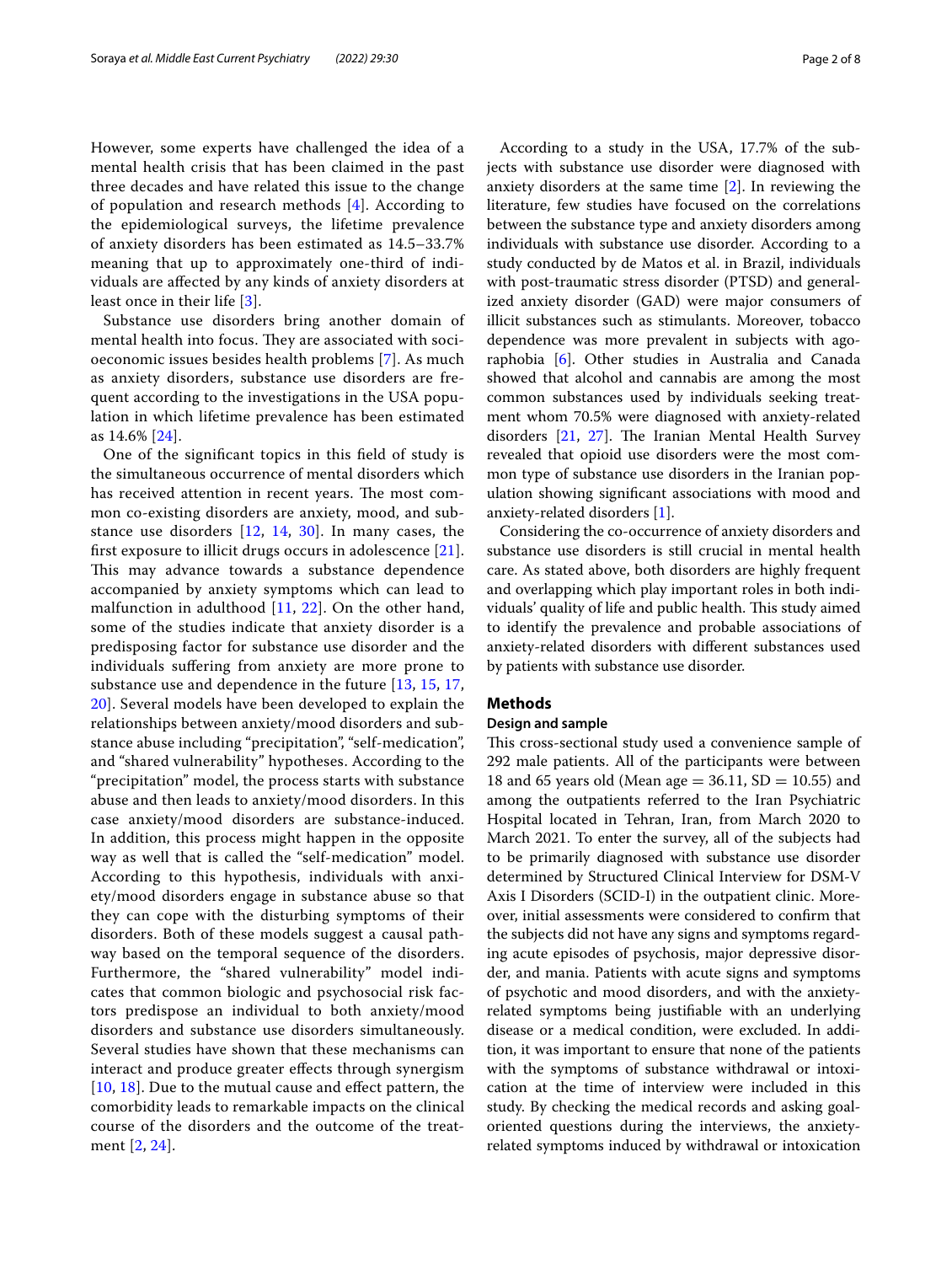However, some experts have challenged the idea of a mental health crisis that has been claimed in the past three decades and have related this issue to the change of population and research methods [4]. According to the epidemiological surveys, the lifetime prevalence of anxiety disorders has been estimated as 14.5–33.7% meaning that up to approximately one-third of individuals are affected by any kinds of anxiety disorders at least once in their life [3].

Substance use disorders bring another domain of mental health into focus. They are associated with socioeconomic issues besides health problems [7]. As much as anxiety disorders, substance use disorders are frequent according to the investigations in the USA population in which lifetime prevalence has been estimated as 14.6% [24].

One of the significant topics in this field of study is the simultaneous occurrence of mental disorders which has received attention in recent years. The most common co-existing disorders are anxiety, mood, and substance use disorders [12, 14, 30]. In many cases, the first exposure to illicit drugs occurs in adolescence [21]. This may advance towards a substance dependence accompanied by anxiety symptoms which can lead to malfunction in adulthood [11, 22]. On the other hand, some of the studies indicate that anxiety disorder is a predisposing factor for substance use disorder and the individuals suffering from anxiety are more prone to substance use and dependence in the future [13, 15, 17, 20]. Several models have been developed to explain the relationships between anxiety/mood disorders and substance abuse including "precipitation", "self-medication", and "shared vulnerability" hypotheses. According to the "precipitation" model, the process starts with substance abuse and then leads to anxiety/mood disorders. In this case anxiety/mood disorders are substance-induced. In addition, this process might happen in the opposite way as well that is called the "self-medication" model. According to this hypothesis, individuals with anxiety/mood disorders engage in substance abuse so that they can cope with the disturbing symptoms of their disorders. Both of these models suggest a causal pathway based on the temporal sequence of the disorders. Furthermore, the "shared vulnerability" model indicates that common biologic and psychosocial risk factors predispose an individual to both anxiety/mood disorders and substance use disorders simultaneously. Several studies have shown that these mechanisms can interact and produce greater effects through synergism [10, 18]. Due to the mutual cause and effect pattern, the comorbidity leads to remarkable impacts on the clinical course of the disorders and the outcome of the treatment [2, 24].

According to a study in the USA, 17.7% of the subjects with substance use disorder were diagnosed with anxiety disorders at the same time [2]. In reviewing the literature, few studies have focused on the correlations between the substance type and anxiety disorders among individuals with substance use disorder. According to a study conducted by de Matos et al. in Brazil, individuals with post-traumatic stress disorder (PTSD) and generalized anxiety disorder (GAD) were major consumers of illicit substances such as stimulants. Moreover, tobacco dependence was more prevalent in subjects with agoraphobia [6]. Other studies in Australia and Canada showed that alcohol and cannabis are among the most common substances used by individuals seeking treatment whom 70.5% were diagnosed with anxiety-related disorders [21, 27]. The Iranian Mental Health Survey revealed that opioid use disorders were the most common type of substance use disorders in the Iranian population showing significant associations with mood and anxiety-related disorders [1].

Considering the co-occurrence of anxiety disorders and substance use disorders is still crucial in mental health care. As stated above, both disorders are highly frequent and overlapping which play important roles in both individuals' quality of life and public health. This study aimed to identify the prevalence and probable associations of anxiety-related disorders with different substances used by patients with substance use disorder.

## Methods

### Design and sample

This cross-sectional study used a convenience sample of 292 male patients. All of the participants were between 18 and 65 years old (Mean age = 36.11, SD = 10.55) and among the outpatients referred to the Iran Psychiatric Hospital located in Tehran, Iran, from March 2020 to March 2021. To enter the survey, all of the subjects had to be primarily diagnosed with substance use disorder determined by Structured Clinical Interview for DSM-V Axis I Disorders (SCID-I) in the outpatient clinic. Moreover, initial assessments were considered to confirm that the subjects did not have any signs and symptoms regarding acute episodes of psychosis, major depressive disorder, and mania. Patients with acute signs and symptoms of psychotic and mood disorders, and with the anxiety-related symptoms being justifiable with an underlying disease or a medical condition, were excluded. In addition, it was important to ensure that none of the patients with the symptoms of substance withdrawal or intoxication at the time of interview were included in this study. By checking the medical records and asking goal-oriented questions during the interviews, the anxiety-related symptoms induced by withdrawal or intoxication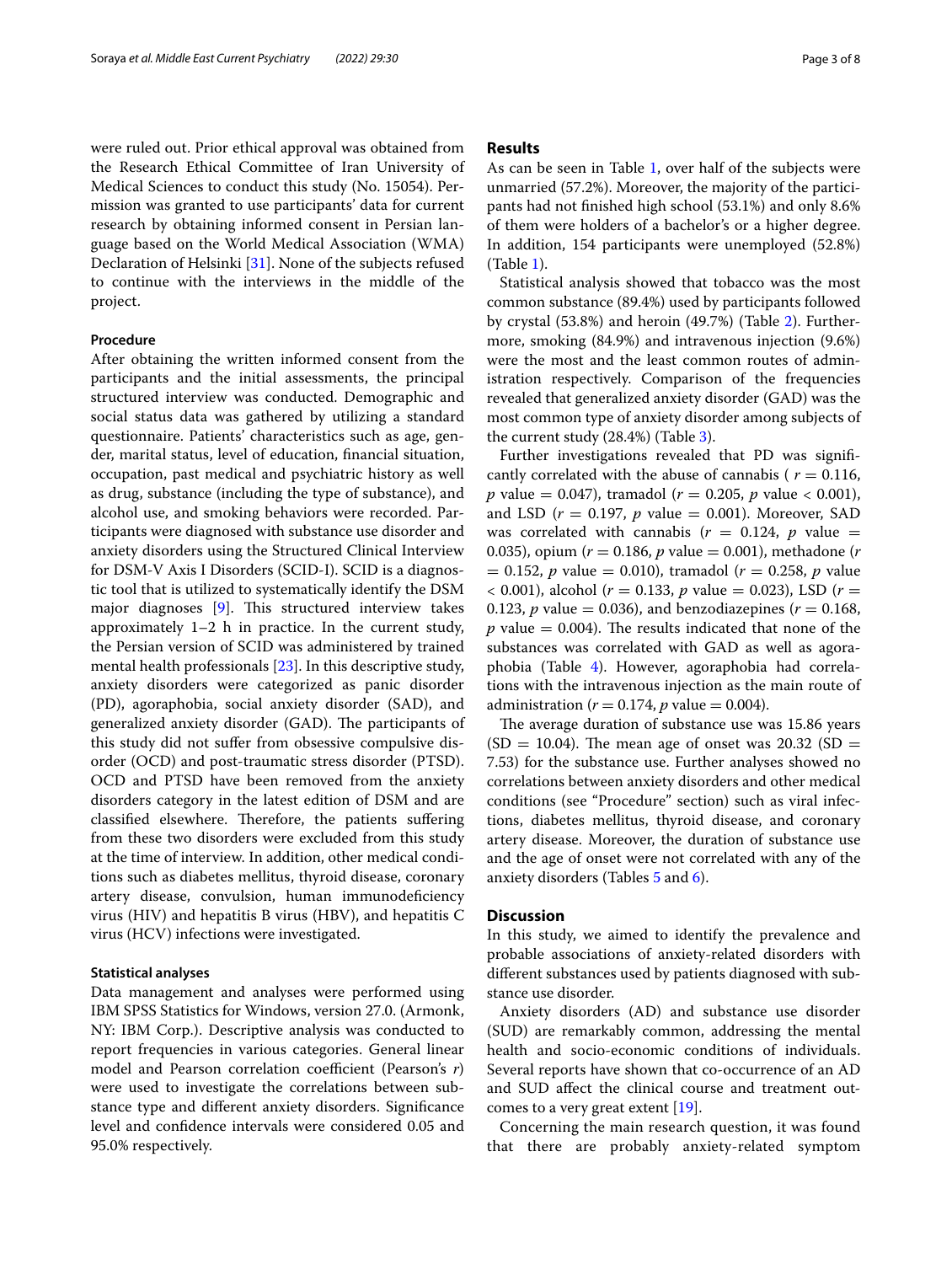were ruled out. Prior ethical approval was obtained from the Research Ethical Committee of Iran University of Medical Sciences to conduct this study (No. 15054). Permission was granted to use participants' data for current research by obtaining informed consent in Persian language based on the World Medical Association (WMA) Declaration of Helsinki [31]. None of the subjects refused to continue with the interviews in the middle of the project.

### Procedure

After obtaining the written informed consent from the participants and the initial assessments, the principal structured interview was conducted. Demographic and social status data was gathered by utilizing a standard questionnaire. Patients' characteristics such as age, gender, marital status, level of education, financial situation, occupation, past medical and psychiatric history as well as drug, substance (including the type of substance), and alcohol use, and smoking behaviors were recorded. Participants were diagnosed with substance use disorder and anxiety disorders using the Structured Clinical Interview for DSM-V Axis I Disorders (SCID-I). SCID is a diagnostic tool that is utilized to systematically identify the DSM major diagnoses [9]. This structured interview takes approximately 1–2 h in practice. In the current study, the Persian version of SCID was administered by trained mental health professionals [23]. In this descriptive study, anxiety disorders were categorized as panic disorder (PD), agoraphobia, social anxiety disorder (SAD), and generalized anxiety disorder (GAD). The participants of this study did not suffer from obsessive compulsive disorder (OCD) and post-traumatic stress disorder (PTSD). OCD and PTSD have been removed from the anxiety disorders category in the latest edition of DSM and are classified elsewhere. Therefore, the patients suffering from these two disorders were excluded from this study at the time of interview. In addition, other medical conditions such as diabetes mellitus, thyroid disease, coronary artery disease, convulsion, human immunodeficiency virus (HIV) and hepatitis B virus (HBV), and hepatitis C virus (HCV) infections were investigated.

### Statistical analyses

Data management and analyses were performed using IBM SPSS Statistics for Windows, version 27.0. (Armonk, NY: IBM Corp.). Descriptive analysis was conducted to report frequencies in various categories. General linear model and Pearson correlation coefficient (Pearson's $r$) were used to investigate the correlations between substance type and different anxiety disorders. Significance level and confidence intervals were considered 0.05 and 95.0% respectively.

## Results

As can be seen in Table 1, over half of the subjects were unmarried (57.2%). Moreover, the majority of the participants had not finished high school (53.1%) and only 8.6% of them were holders of a bachelor's or a higher degree. In addition, 154 participants were unemployed (52.8%) (Table 1).

Statistical analysis showed that tobacco was the most common substance (89.4%) used by participants followed by crystal (53.8%) and heroin (49.7%) (Table 2). Furthermore, smoking (84.9%) and intravenous injection (9.6%) were the most and the least common routes of administration respectively. Comparison of the frequencies revealed that generalized anxiety disorder (GAD) was the most common type of anxiety disorder among subjects of the current study (28.4%) (Table 3).

Further investigations revealed that PD was significantly correlated with the abuse of cannabis ( $r = 0.116$, $p$ value $= 0.047$), tramadol ($r = 0.205$, $p$ value $< 0.001$), and LSD ($r = 0.197$, $p$ value $= 0.001$). Moreover, SAD was correlated with cannabis ($r = 0.124$, $p$ value $=$ 0.035), opium ($r = 0.186$, $p$ value $= 0.001$), methadone ($r = 0.152$, $p$ value $= 0.010$), tramadol ($r = 0.258$, $p$ value $< 0.001$), alcohol ($r = 0.133$, $p$ value $= 0.023$), LSD ($r =$ 0.123, $p$ value $= 0.036$), and benzodiazepines ($r = 0.168$, $p$ value $= 0.004$). The results indicated that none of the substances was correlated with GAD as well as agoraphobia (Table 4). However, agoraphobia had correlations with the intravenous injection as the main route of administration ($r = 0.174$, $p$ value $= 0.004$).

The average duration of substance use was 15.86 years (SD $= 10.04$). The mean age of onset was 20.32 (SD $=$ 7.53) for the substance use. Further analyses showed no correlations between anxiety disorders and other medical conditions (see "Procedure" section) such as viral infections, diabetes mellitus, thyroid disease, and coronary artery disease. Moreover, the duration of substance use and the age of onset were not correlated with any of the anxiety disorders (Tables 5 and 6).

## Discussion

In this study, we aimed to identify the prevalence and probable associations of anxiety-related disorders with different substances used by patients diagnosed with substance use disorder.

Anxiety disorders (AD) and substance use disorder (SUD) are remarkably common, addressing the mental health and socio-economic conditions of individuals. Several reports have shown that co-occurrence of an AD and SUD affect the clinical course and treatment outcomes to a very great extent [19].

Concerning the main research question, it was found that there are probably anxiety-related symptom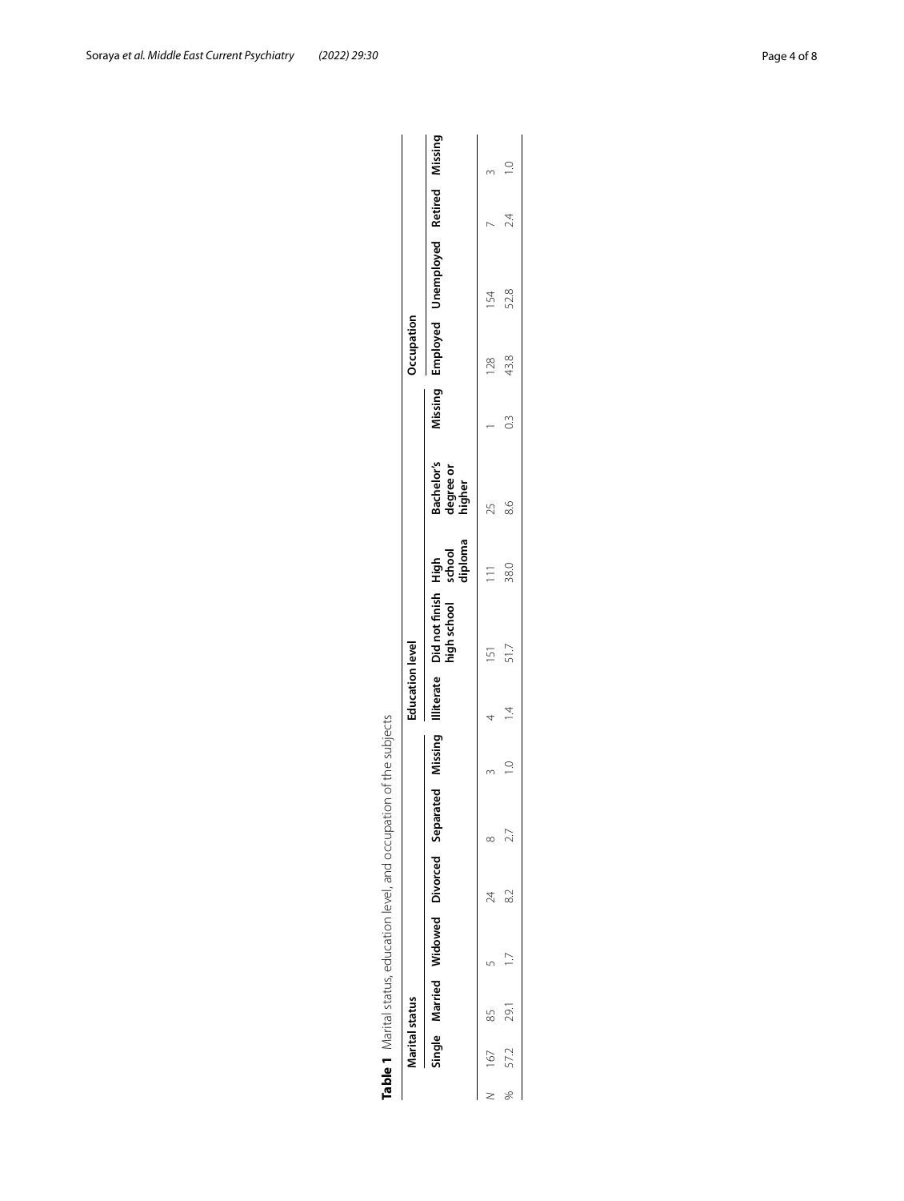**Table 1** Marital status, education level, and occupation of the subjects

| | Marital status | | | | | | Education level | | | | | Occupation | | | |
|---|---|---|---|---|---|---|---|---|---|---|---|---|---|---|---|
| | Single | Married | Widowed | Divorced | Separated | Missing | Illiterate | Did not finish high school | High school diploma | Bachelor's degree or higher | Missing | Employed | Unemployed | Retired | Missing |
| *N* | 167 | 85 | 5 | 24 | 8 | 3 | 4 | 151 | 111 | 25 | 1 | 128 | 154 | 7 | 3 |
| % | 57.2 | 29.1 | 1.7 | 8.2 | 2.7 | 1.0 | 1.4 | 51.7 | 38.0 | 8.6 | 0.3 | 43.8 | 52.8 | 2.4 | 1.0 |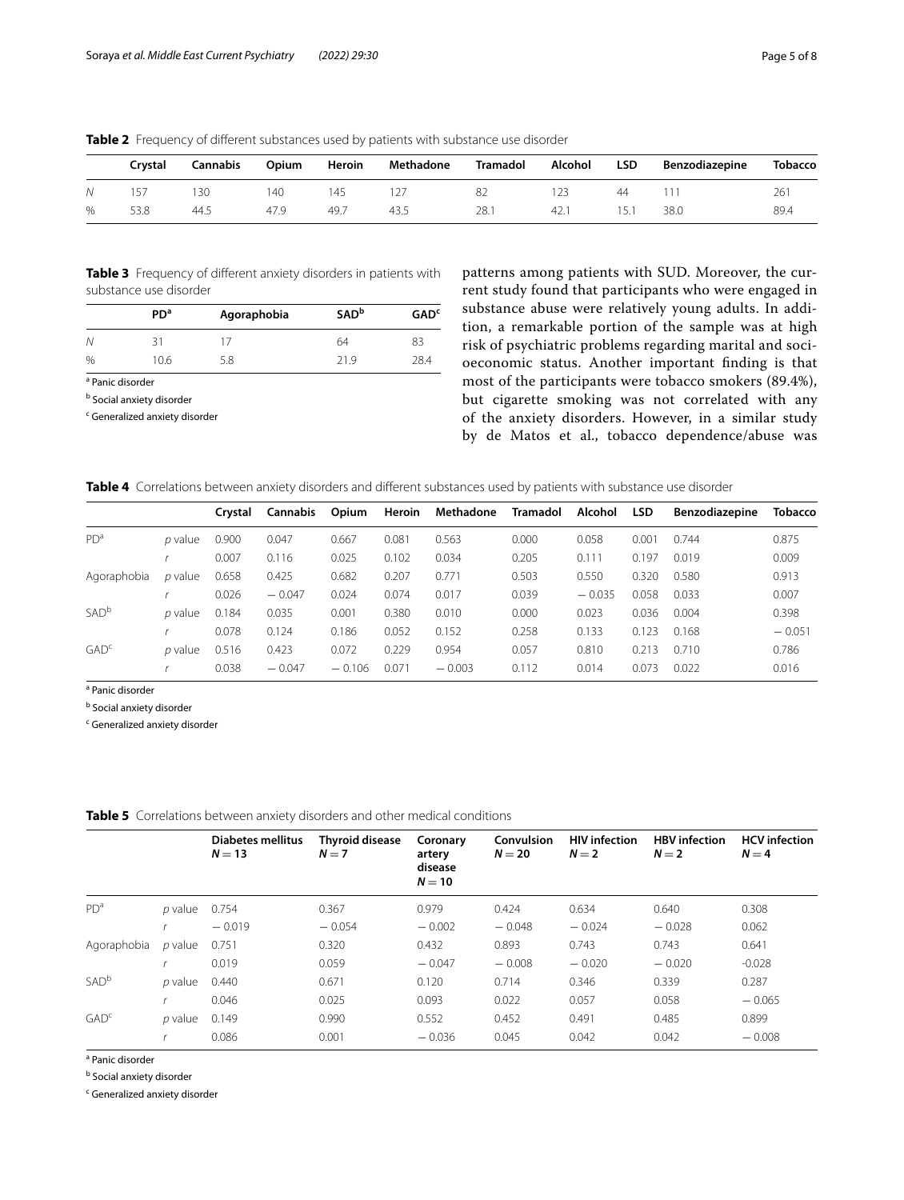**Table 2** Frequency of different substances used by patients with substance use disorder

| | Crystal | Cannabis | Opium | Heroin | Methadone | Tramadol | Alcohol | LSD | Benzodiazepine | Tobacco |
|---|---|---|---|---|---|---|---|---|---|---|
| *N* | 157 | 130 | 140 | 145 | 127 | 82 | 123 | 44 | 111 | 261 |
| % | 53.8 | 44.5 | 47.9 | 49.7 | 43.5 | 28.1 | 42.1 | 15.1 | 38.0 | 89.4 |

**Table 3** Frequency of different anxiety disorders in patients with substance use disorder

| | PD[a] | Agoraphobia | SAD[b] | GAD[c] |
|---|---|---|---|---|
| *N* | 31 | 17 | 64 | 83 |
| % | 10.6 | 5.8 | 21.9 | 28.4 |

[a] Panic disorder

[b] Social anxiety disorder

[c] Generalized anxiety disorder

patterns among patients with SUD. Moreover, the current study found that participants who were engaged in substance abuse were relatively young adults. In addition, a remarkable portion of the sample was at high risk of psychiatric problems regarding marital and socioeconomic status. Another important finding is that most of the participants were tobacco smokers (89.4%), but cigarette smoking was not correlated with any of the anxiety disorders. However, in a similar study by de Matos et al., tobacco dependence/abuse was

**Table 4** Correlations between anxiety disorders and different substances used by patients with substance use disorder

| | | Crystal | Cannabis | Opium | Heroin | Methadone | Tramadol | Alcohol | LSD | Benzodiazepine | Tobacco |
|---|---|---|---|---|---|---|---|---|---|---|---|
| PD[a] | *p* value | 0.900 | 0.047 | 0.667 | 0.081 | 0.563 | 0.000 | 0.058 | 0.001 | 0.744 | 0.875 |
| | *r* | 0.007 | 0.116 | 0.025 | 0.102 | 0.034 | 0.205 | 0.111 | 0.197 | 0.019 | 0.009 |
| Agoraphobia | *p* value | 0.658 | 0.425 | 0.682 | 0.207 | 0.771 | 0.503 | 0.550 | 0.320 | 0.580 | 0.913 |
| | *r* | 0.026 | − 0.047 | 0.024 | 0.074 | 0.017 | 0.039 | − 0.035 | 0.058 | 0.033 | 0.007 |
| SAD[b] | *p* value | 0.184 | 0.035 | 0.001 | 0.380 | 0.010 | 0.000 | 0.023 | 0.036 | 0.004 | 0.398 |
| | *r* | 0.078 | 0.124 | 0.186 | 0.052 | 0.152 | 0.258 | 0.133 | 0.123 | 0.168 | − 0.051 |
| GAD[c] | *p* value | 0.516 | 0.423 | 0.072 | 0.229 | 0.954 | 0.057 | 0.810 | 0.213 | 0.710 | 0.786 |
| | *r* | 0.038 | − 0.047 | − 0.106 | 0.071 | − 0.003 | 0.112 | 0.014 | 0.073 | 0.022 | 0.016 |

[a] Panic disorder

[b] Social anxiety disorder

[c] Generalized anxiety disorder

**Table 5** Correlations between anxiety disorders and other medical conditions

| | | Diabetes mellitus $N = 13$ | Thyroid disease $N = 7$ | Coronary artery disease $N = 10$ | Convulsion $N = 20$ | HIV infection $N = 2$ | HBV infection $N = 2$ | HCV infection $N = 4$ |
|---|---|---|---|---|---|---|---|---|
| PD[a] | *p* value | 0.754 | 0.367 | 0.979 | 0.424 | 0.634 | 0.640 | 0.308 |
| | *r* | − 0.019 | − 0.054 | − 0.002 | − 0.048 | − 0.024 | − 0.028 | 0.062 |
| Agoraphobia | *p* value | 0.751 | 0.320 | 0.432 | 0.893 | 0.743 | 0.743 | 0.641 |
| | *r* | 0.019 | 0.059 | − 0.047 | − 0.008 | − 0.020 | − 0.020 | -0.028 |
| SAD[b] | *p* value | 0.440 | 0.671 | 0.120 | 0.714 | 0.346 | 0.339 | 0.287 |
| | *r* | 0.046 | 0.025 | 0.093 | 0.022 | 0.057 | 0.058 | − 0.065 |
| GAD[c] | *p* value | 0.149 | 0.990 | 0.552 | 0.452 | 0.491 | 0.485 | 0.899 |
| | *r* | 0.086 | 0.001 | − 0.036 | 0.045 | 0.042 | 0.042 | − 0.008 |

[a] Panic disorder

[b] Social anxiety disorder

[c] Generalized anxiety disorder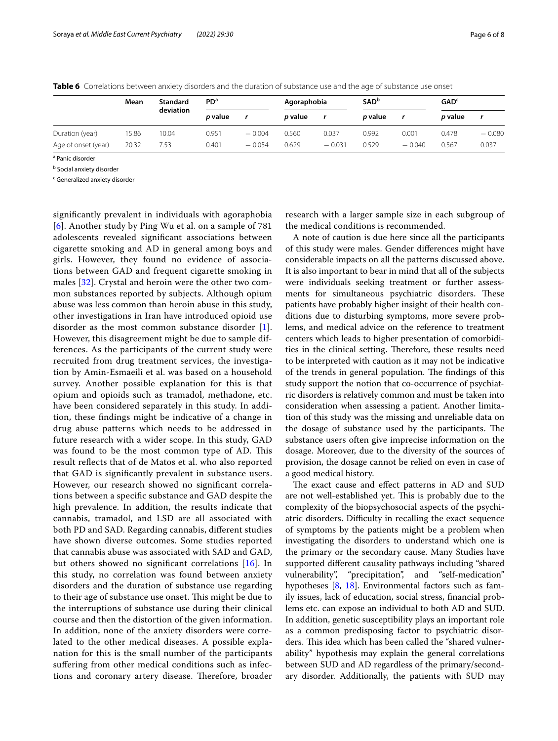**Table 6** Correlations between anxiety disorders and the duration of substance use and the age of substance use onset

| | Mean | Standard deviation | PD[a] | | Agoraphobia | | SAD[b] | | GAD[c] | |
|---|---|---|---|---|---|---|---|---|---|---|
| | | | *p* value | *r* | *p* value | *r* | *p* value | *r* | *p* value | *r* |
| Duration (year) | 15.86 | 10.04 | 0.951 | −0.004 | 0.560 | 0.037 | 0.992 | 0.001 | 0.478 | −0.080 |
| Age of onset (year) | 20.32 | 7.53 | 0.401 | −0.054 | 0.629 | −0.031 | 0.529 | −0.040 | 0.567 | 0.037 |

[a] Panic disorder

[b] Social anxiety disorder

[c] Generalized anxiety disorder

significantly prevalent in individuals with agoraphobia [6]. Another study by Ping Wu et al. on a sample of 781 adolescents revealed significant associations between cigarette smoking and AD in general among boys and girls. However, they found no evidence of associations between GAD and frequent cigarette smoking in males [32]. Crystal and heroin were the other two common substances reported by subjects. Although opium abuse was less common than heroin abuse in this study, other investigations in Iran have introduced opioid use disorder as the most common substance disorder [1]. However, this disagreement might be due to sample differences. As the participants of the current study were recruited from drug treatment services, the investigation by Amin-Esmaeili et al. was based on a household survey. Another possible explanation for this is that opium and opioids such as tramadol, methadone, etc. have been considered separately in this study. In addition, these findings might be indicative of a change in drug abuse patterns which needs to be addressed in future research with a wider scope. In this study, GAD was found to be the most common type of AD. This result reflects that of de Matos et al. who also reported that GAD is significantly prevalent in substance users. However, our research showed no significant correlations between a specific substance and GAD despite the high prevalence. In addition, the results indicate that cannabis, tramadol, and LSD are all associated with both PD and SAD. Regarding cannabis, different studies have shown diverse outcomes. Some studies reported that cannabis abuse was associated with SAD and GAD, but others showed no significant correlations [16]. In this study, no correlation was found between anxiety disorders and the duration of substance use regarding to their age of substance use onset. This might be due to the interruptions of substance use during their clinical course and then the distortion of the given information. In addition, none of the anxiety disorders were correlated to the other medical diseases. A possible explanation for this is the small number of the participants suffering from other medical conditions such as infections and coronary artery disease. Therefore, broader research with a larger sample size in each subgroup of the medical conditions is recommended.

A note of caution is due here since all the participants of this study were males. Gender differences might have considerable impacts on all the patterns discussed above. It is also important to bear in mind that all of the subjects were individuals seeking treatment or further assessments for simultaneous psychiatric disorders. These patients have probably higher insight of their health conditions due to disturbing symptoms, more severe problems, and medical advice on the reference to treatment centers which leads to higher presentation of comorbidities in the clinical setting. Therefore, these results need to be interpreted with caution as it may not be indicative of the trends in general population. The findings of this study support the notion that co-occurrence of psychiatric disorders is relatively common and must be taken into consideration when assessing a patient. Another limitation of this study was the missing and unreliable data on the dosage of substance used by the participants. The substance users often give imprecise information on the dosage. Moreover, due to the diversity of the sources of provision, the dosage cannot be relied on even in case of a good medical history.

The exact cause and effect patterns in AD and SUD are not well-established yet. This is probably due to the complexity of the biopsychosocial aspects of the psychiatric disorders. Difficulty in recalling the exact sequence of symptoms by the patients might be a problem when investigating the disorders to understand which one is the primary or the secondary cause. Many Studies have supported different causality pathways including "shared vulnerability", "precipitation", and "self-medication" hypotheses [8, 18]. Environmental factors such as family issues, lack of education, social stress, financial problems etc. can expose an individual to both AD and SUD. In addition, genetic susceptibility plays an important role as a common predisposing factor to psychiatric disorders. This idea which has been called the "shared vulnerability" hypothesis may explain the general correlations between SUD and AD regardless of the primary/secondary disorder. Additionally, the patients with SUD may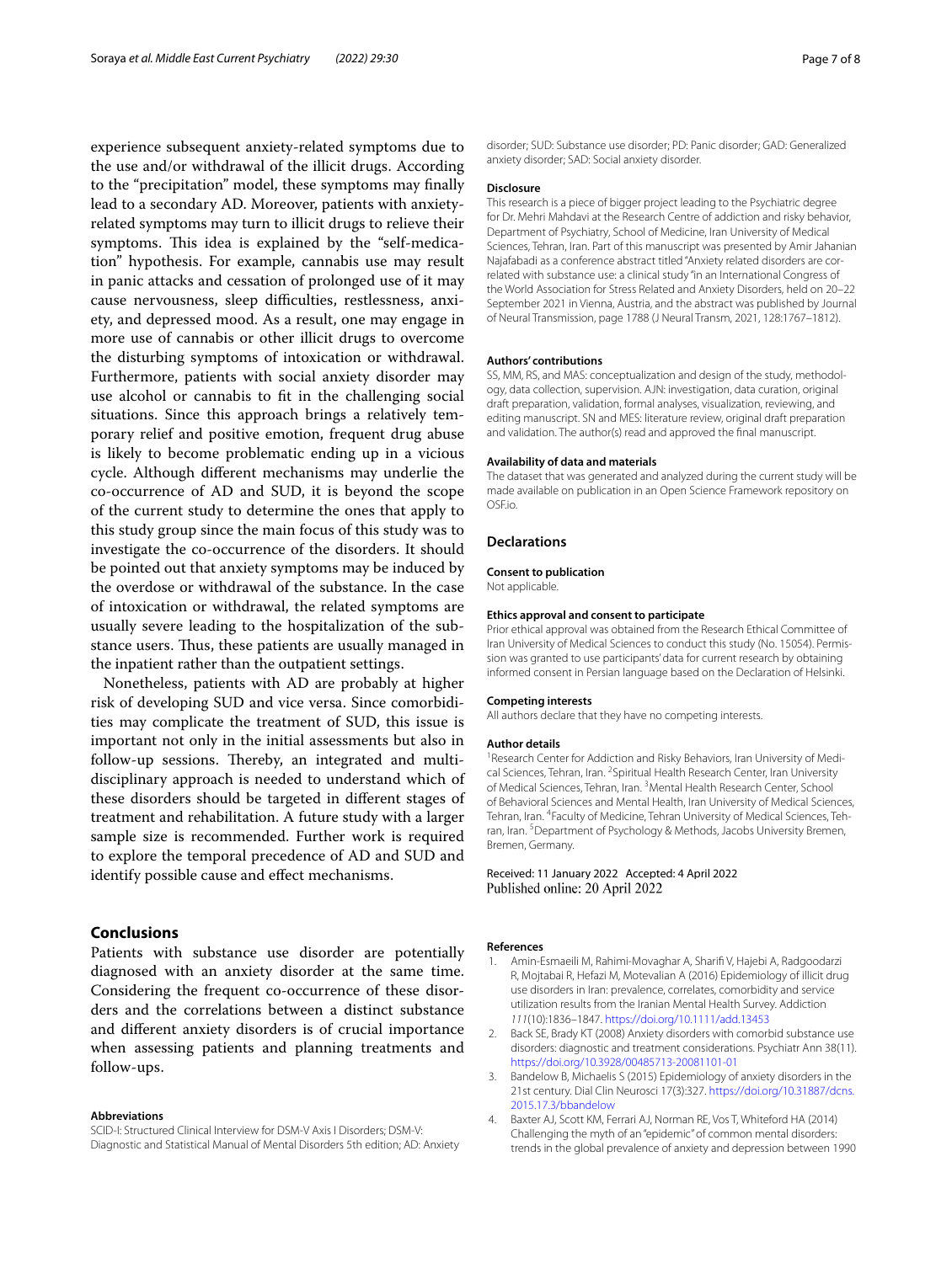experience subsequent anxiety-related symptoms due to the use and/or withdrawal of the illicit drugs. According to the "precipitation" model, these symptoms may finally lead to a secondary AD. Moreover, patients with anxiety-related symptoms may turn to illicit drugs to relieve their symptoms. This idea is explained by the "self-medication" hypothesis. For example, cannabis use may result in panic attacks and cessation of prolonged use of it may cause nervousness, sleep difficulties, restlessness, anxiety, and depressed mood. As a result, one may engage in more use of cannabis or other illicit drugs to overcome the disturbing symptoms of intoxication or withdrawal. Furthermore, patients with social anxiety disorder may use alcohol or cannabis to fit in the challenging social situations. Since this approach brings a relatively temporary relief and positive emotion, frequent drug abuse is likely to become problematic ending up in a vicious cycle. Although different mechanisms may underlie the co-occurrence of AD and SUD, it is beyond the scope of the current study to determine the ones that apply to this study group since the main focus of this study was to investigate the co-occurrence of the disorders. It should be pointed out that anxiety symptoms may be induced by the overdose or withdrawal of the substance. In the case of intoxication or withdrawal, the related symptoms are usually severe leading to the hospitalization of the substance users. Thus, these patients are usually managed in the inpatient rather than the outpatient settings.

Nonetheless, patients with AD are probably at higher risk of developing SUD and vice versa. Since comorbidities may complicate the treatment of SUD, this issue is important not only in the initial assessments but also in follow-up sessions. Thereby, an integrated and multidisciplinary approach is needed to understand which of these disorders should be targeted in different stages of treatment and rehabilitation. A future study with a larger sample size is recommended. Further work is required to explore the temporal precedence of AD and SUD and identify possible cause and effect mechanisms.

## Conclusions

Patients with substance use disorder are potentially diagnosed with an anxiety disorder at the same time. Considering the frequent co-occurrence of these disorders and the correlations between a distinct substance and different anxiety disorders is of crucial importance when assessing patients and planning treatments and follow-ups.

#### Abbreviations

SCID-I: Structured Clinical Interview for DSM-V Axis I Disorders; DSM-V: Diagnostic and Statistical Manual of Mental Disorders 5th edition; AD: Anxiety disorder; SUD: Substance use disorder; PD: Panic disorder; GAD: Generalized anxiety disorder; SAD: Social anxiety disorder.

#### Disclosure

This research is a piece of bigger project leading to the Psychiatric degree for Dr. Mehri Mahdavi at the Research Centre of addiction and risky behavior, Department of Psychiatry, School of Medicine, Iran University of Medical Sciences, Tehran, Iran. Part of this manuscript was presented by Amir Jahanian Najafabadi as a conference abstract titled "Anxiety related disorders are correlated with substance use: a clinical study "in an International Congress of the World Association for Stress Related and Anxiety Disorders, held on 20–22 September 2021 in Vienna, Austria, and the abstract was published by Journal of Neural Transmission, page 1788 (J Neural Transm, 2021, 128:1767–1812).

#### Authors' contributions

SS, MM, RS, and MAS: conceptualization and design of the study, methodology, data collection, supervision. AJN: investigation, data curation, original draft preparation, validation, formal analyses, visualization, reviewing, and editing manuscript. SN and MES: literature review, original draft preparation and validation. The author(s) read and approved the final manuscript.

#### Availability of data and materials

The dataset that was generated and analyzed during the current study will be made available on publication in an Open Science Framework repository on OSF.io.

## Declarations

#### Consent to publication

Not applicable.

#### Ethics approval and consent to participate

Prior ethical approval was obtained from the Research Ethical Committee of Iran University of Medical Sciences to conduct this study (No. 15054). Permission was granted to use participants' data for current research by obtaining informed consent in Persian language based on the Declaration of Helsinki.

#### Competing interests

All authors declare that they have no competing interests.

#### Author details

[1]Research Center for Addiction and Risky Behaviors, Iran University of Medical Sciences, Tehran, Iran. [2]Spiritual Health Research Center, Iran University of Medical Sciences, Tehran, Iran. [3]Mental Health Research Center, School of Behavioral Sciences and Mental Health, Iran University of Medical Sciences, Tehran, Iran. [4]Faculty of Medicine, Tehran University of Medical Sciences, Tehran, Iran. [5]Department of Psychology & Methods, Jacobs University Bremen, Bremen, Germany.

Received: 11 January 2022 Accepted: 4 April 2022
Published online: 20 April 2022

#### References

1. Amin-Esmaeili M, Rahimi-Movaghar A, Sharifi V, Hajebi A, Radgoodarzi R, Mojtabai R, Hefazi M, Motevalian A (2016) Epidemiology of illicit drug use disorders in Iran: prevalence, correlates, comorbidity and service utilization results from the Iranian Mental Health Survey. Addiction *111*(10):1836–1847. https://doi.org/10.1111/add.13453
2. Back SE, Brady KT (2008) Anxiety disorders with comorbid substance use disorders: diagnostic and treatment considerations. Psychiatr Ann 38(11). https://doi.org/10.3928/00485713-20081101-01
3. Bandelow B, Michaelis S (2015) Epidemiology of anxiety disorders in the 21st century. Dial Clin Neurosci 17(3):327. https://doi.org/10.31887/dcns.2015.17.3/bbandelow
4. Baxter AJ, Scott KM, Ferrari AJ, Norman RE, Vos T, Whiteford HA (2014) Challenging the myth of an "epidemic" of common mental disorders: trends in the global prevalence of anxiety and depression between 1990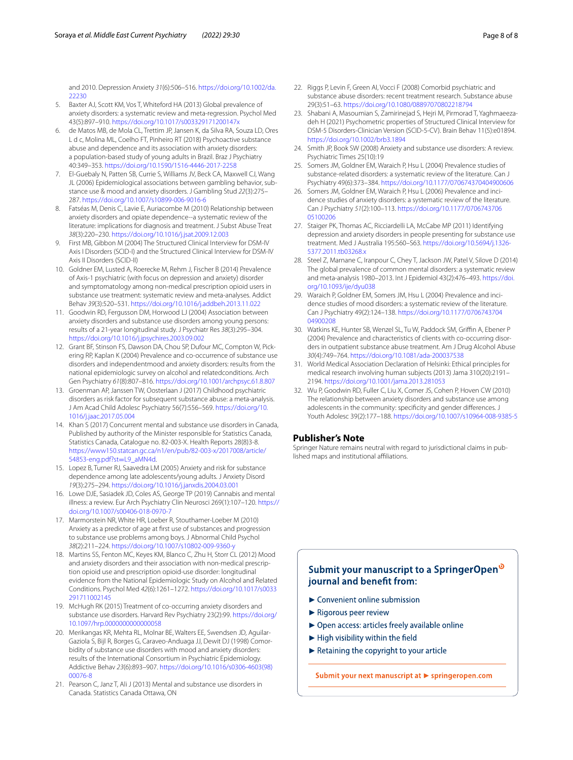and 2010. Depression Anxiety *31*(6):506–516. https://doi.org/10.1002/da.22230

5. Baxter AJ, Scott KM, Vos T, Whiteford HA (2013) Global prevalence of anxiety disorders: a systematic review and meta-regression. Psychol Med 43(5):897–910. https://doi.org/10.1017/s003329171200147x
6. de Matos MB, de Mola CL, Trettim JP, Jansen K, da Silva RA, Souza LD, Ores L d c, Molina ML, Coelho FT, Pinheiro RT (2018) Psychoactive substance abuse and dependence and its association with anxiety disorders: a population-based study of young adults in Brazil. Braz J Psychiatry 40:349–353. https://doi.org/10.1590/1516-4446-2017-2258
7. El-Guebaly N, Patten SB, Currie S, Williams JV, Beck CA, Maxwell CJ, Wang JL (2006) Epidemiological associations between gambling behavior, substance use & mood and anxiety disorders. J Gambling Stud *22*(3):275–287. https://doi.org/10.1007/s10899-006-9016-6
8. Fatséas M, Denis C, Lavie E, Auriacombe M (2010) Relationship between anxiety disorders and opiate dependence--a systematic review of the literature: implications for diagnosis and treatment. J Subst Abuse Treat *38*(3):220–230. https://doi.org/10.1016/j.jsat.2009.12.003
9. First MB, Gibbon M (2004) The Structured Clinical Interview for DSM-IV Axis I Disorders (SCID-I) and the Structured Clinical Interview for DSM-IV Axis II Disorders (SCID-II)
10. Goldner EM, Lusted A, Roerecke M, Rehm J, Fischer B (2014) Prevalence of Axis-1 psychiatric (with focus on depression and anxiety) disorder and symptomatology among non-medical prescription opioid users in substance use treatment: systematic review and meta-analyses. Addict Behav *39*(3):520–531. https://doi.org/10.1016/j.addbeh.2013.11.022
11. Goodwin RD, Fergusson DM, Horwood LJ (2004) Association between anxiety disorders and substance use disorders among young persons: results of a 21-year longitudinal study. J Psychiatr Res *38*(3):295–304. https://doi.org/10.1016/j.jpsychires.2003.09.002
12. Grant BF, Stinson FS, Dawson DA, Chou SP, Dufour MC, Compton W, Pickering RP, Kaplan K (2004) Prevalence and co-occurrence of substance use disorders and independentmood and anxiety disorders: results from the national epidemiologic survey on alcohol and relatedconditions. Arch Gen Psychiatry *61*(8):807–816. https://doi.org/10.1001/archpsyc.61.8.807
13. Groenman AP, Janssen TW, Oosterlaan J (2017) Childhood psychiatric disorders as risk factor for subsequent substance abuse: a meta-analysis. J Am Acad Child Adolesc Psychiatry 56(7):556–569. https://doi.org/10.1016/j.jaac.2017.05.004
14. Khan S (2017) Concurrent mental and substance use disorders in Canada, Published by authority of the Minister responsible for Statistics Canada, Statistics Canada, Catalogue no. 82-003-X. Health Reports 28(8):3-8. https://www150.statcan.gc.ca/n1/en/pub/82-003-x/2017008/article/54853-eng.pdf?st=L9_aMN4d.
15. Lopez B, Turner RJ, Saavedra LM (2005) Anxiety and risk for substance dependence among late adolescents/young adults. J Anxiety Disord *19*(3):275–294. https://doi.org/10.1016/j.janxdis.2004.03.001
16. Lowe DJE, Sasiadek JD, Coles AS, George TP (2019) Cannabis and mental illness: a review. Eur Arch Psychiatry Clin Neurosci 269(1):107–120. https://doi.org/10.1007/s00406-018-0970-7
17. Marmorstein NR, White HR, Loeber R, Stouthamer-Loeber M (2010) Anxiety as a predictor of age at first use of substances and progression to substance use problems among boys. J Abnormal Child Psychol *38*(2):211–224. https://doi.org/10.1007/s10802-009-9360-y
18. Martins SS, Fenton MC, Keyes KM, Blanco C, Zhu H, Storr CL (2012) Mood and anxiety disorders and their association with non-medical prescription opioid use and prescription opioid-use disorder: longitudinal evidence from the National Epidemiologic Study on Alcohol and Related Conditions. Psychol Med *42*(6):1261–1272. https://doi.org/10.1017/s0033291711002145
19. McHugh RK (2015) Treatment of co-occurring anxiety disorders and substance use disorders. Harvard Rev Psychiatry 23(2):99. https://doi.org/10.1097/hrp.0000000000000058
20. Merikangas KR, Mehta RL, Molnar BE, Walters EE, Swendsen JD, Aguilar-Gaziola S, Bijl R, Borges G, Caraveo-Anduaga JJ, Dewit DJ (1998) Comorbidity of substance use disorders with mood and anxiety disorders: results of the International Consortium in Psychiatric Epidemiology. Addictive Behav *23*(6):893–907. https://doi.org/10.1016/s0306-4603(98)00076-8
21. Pearson C, Janz T, Ali J (2013) Mental and substance use disorders in Canada. Statistics Canada Ottawa, ON
22. Riggs P, Levin F, Green AI, Vocci F (2008) Comorbid psychiatric and substance abuse disorders: recent treatment research. Substance abuse 29(3):51–63. https://doi.org/10.1080/08897070802218794
23. Shabani A, Masoumian S, Zamirinejad S, Hejri M, Pirmorad T, Yaghmaeezadeh H (2021) Psychometric properties of Structured Clinical Interview for DSM-5 Disorders-Clinician Version (SCID-5-CV). Brain Behav 11(5):e01894. https://doi.org/10.1002/brb3.1894
24. Smith JP, Book SW (2008) Anxiety and substance use disorders: A review. Psychiatric Times 25(10):19
25. Somers JM, Goldner EM, Waraich P, Hsu L (2004) Prevalence studies of substance-related disorders: a systematic review of the literature. Can J Psychiatry 49(6):373–384. https://doi.org/10.1177/070674370404900606
26. Somers JM, Goldner EM, Waraich P, Hsu L (2006) Prevalence and incidence studies of anxiety disorders: a systematic review of the literature. Can J Psychiatry *51*(2):100–113. https://doi.org/10.1177/070674370605100206
27. Staiger PK, Thomas AC, Ricciardelli LA, McCabe MP (2011) Identifying depression and anxiety disorders in people presenting for substance use treatment. Med J Australia 195:S60–S63. https://doi.org/10.5694/j.1326-5377.2011.tb03268.x
28. Steel Z, Marnane C, Iranpour C, Chey T, Jackson JW, Patel V, Silove D (2014) The global prevalence of common mental disorders: a systematic review and meta-analysis 1980–2013. Int J Epidemiol 43(2):476–493. https://doi.org/10.1093/ije/dyu038
29. Waraich P, Goldner EM, Somers JM, Hsu L (2004) Prevalence and incidence studies of mood disorders: a systematic review of the literature. Can J Psychiatry 49(2):124–138. https://doi.org/10.1177/070674370404900208
30. Watkins KE, Hunter SB, Wenzel SL, Tu W, Paddock SM, Griffin A, Ebener P (2004) Prevalence and characteristics of clients with co-occurring disorders in outpatient substance abuse treatment. Am J Drug Alcohol Abuse *30*(4):749–764. https://doi.org/10.1081/ada-200037538
31. World Medical Association Declaration of Helsinki: Ethical principles for medical research involving human subjects (2013) Jama 310(20):2191–2194. https://doi.org/10.1001/jama.2013.281053
32. Wu P, Goodwin RD, Fuller C, Liu X, Comer JS, Cohen P, Hoven CW (2010) The relationship between anxiety disorders and substance use among adolescents in the community: specificity and gender differences. J Youth Adolesc 39(2):177–188. https://doi.org/10.1007/s10964-008-9385-5

## Publisher's Note

Springer Nature remains neutral with regard to jurisdictional claims in published maps and institutional affiliations.

**Submit your manuscript to a SpringerOpen journal and benefit from:**

- ► Convenient online submission
- ► Rigorous peer review
- ► Open access: articles freely available online
- ► High visibility within the field
- ► Retaining the copyright to your article

**Submit your next manuscript at ► springeropen.com**